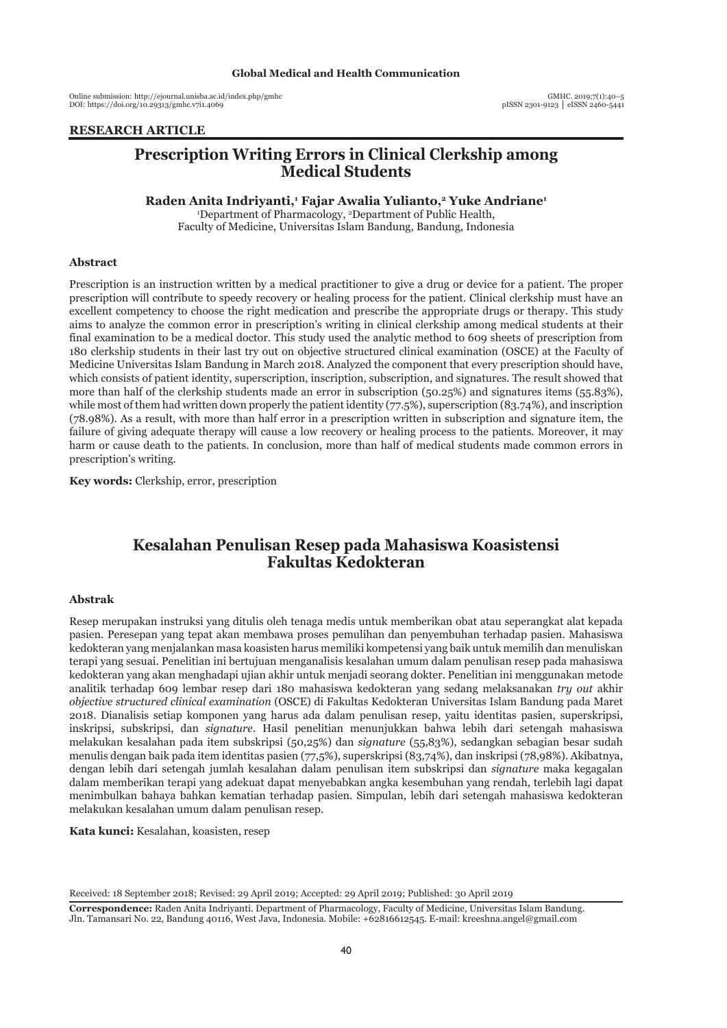**RESEARCH ARTICLE**

# Prescription Writing Errors in Clinical Clerkship among Medical Students

**Raden Anita Indriyanti,[1] Fajar Awalia Yulianto,[2] Yuke Andriane[1]**

[1]Department of Pharmacology, [2]Department of Public Health,
Faculty of Medicine, Universitas Islam Bandung, Bandung, Indonesia

### Abstract

Prescription is an instruction written by a medical practitioner to give a drug or device for a patient. The proper prescription will contribute to speedy recovery or healing process for the patient. Clinical clerkship must have an excellent competency to choose the right medication and prescribe the appropriate drugs or therapy. This study aims to analyze the common error in prescription's writing in clinical clerkship among medical students at their final examination to be a medical doctor. This study used the analytic method to 609 sheets of prescription from 180 clerkship students in their last try out on objective structured clinical examination (OSCE) at the Faculty of Medicine Universitas Islam Bandung in March 2018. Analyzed the component that every prescription should have, which consists of patient identity, superscription, inscription, subscription, and signatures. The result showed that more than half of the clerkship students made an error in subscription (50.25%) and signatures items (55.83%), while most of them had written down properly the patient identity (77.5%), superscription (83.74%), and inscription (78.98%). As a result, with more than half error in a prescription written in subscription and signature item, the failure of giving adequate therapy will cause a low recovery or healing process to the patients. Moreover, it may harm or cause death to the patients. In conclusion, more than half of medical students made common errors in prescription's writing.

**Key words:** Clerkship, error, prescription

# Kesalahan Penulisan Resep pada Mahasiswa Koasistensi Fakultas Kedokteran

### Abstrak

Resep merupakan instruksi yang ditulis oleh tenaga medis untuk memberikan obat atau seperangkat alat kepada pasien. Peresepan yang tepat akan membawa proses pemulihan dan penyembuhan terhadap pasien. Mahasiswa kedokteran yang menjalankan masa koasisten harus memiliki kompetensi yang baik untuk memilih dan menuliskan terapi yang sesuai. Penelitian ini bertujuan menganalisis kesalahan umum dalam penulisan resep pada mahasiswa kedokteran yang akan menghadapi ujian akhir untuk menjadi seorang dokter. Penelitian ini menggunakan metode analitik terhadap 609 lembar resep dari 180 mahasiswa kedokteran yang sedang melaksanakan *try out* akhir *objective structured clinical examination* (OSCE) di Fakultas Kedokteran Universitas Islam Bandung pada Maret 2018. Dianalisis setiap komponen yang harus ada dalam penulisan resep, yaitu identitas pasien, superskripsi, inskripsi, subskripsi, dan *signature*. Hasil penelitian menunjukkan bahwa lebih dari setengah mahasiswa melakukan kesalahan pada item subskripsi (50,25%) dan *signature* (55,83%), sedangkan sebagian besar sudah menulis dengan baik pada item identitas pasien (77,5%), superskripsi (83,74%), dan inskripsi (78,98%). Akibatnya, dengan lebih dari setengah jumlah kesalahan dalam penulisan item subskripsi dan *signature* maka kegagalan dalam memberikan terapi yang adekuat dapat menyebabkan angka kesembuhan yang rendah, terlebih lagi dapat menimbulkan bahaya bahkan kematian terhadap pasien. Simpulan, lebih dari setengah mahasiswa kedokteran melakukan kesalahan umum dalam penulisan resep.

**Kata kunci:** Kesalahan, koasisten, resep

Received: 18 September 2018; Revised: 29 April 2019; Accepted: 29 April 2019; Published: 30 April 2019

**Correspondence:** Raden Anita Indriyanti. Department of Pharmacology, Faculty of Medicine, Universitas Islam Bandung. Jln. Tamansari No. 22, Bandung 40116, West Java, Indonesia. Mobile: +62816612545. E-mail: kreeshna.angel@gmail.com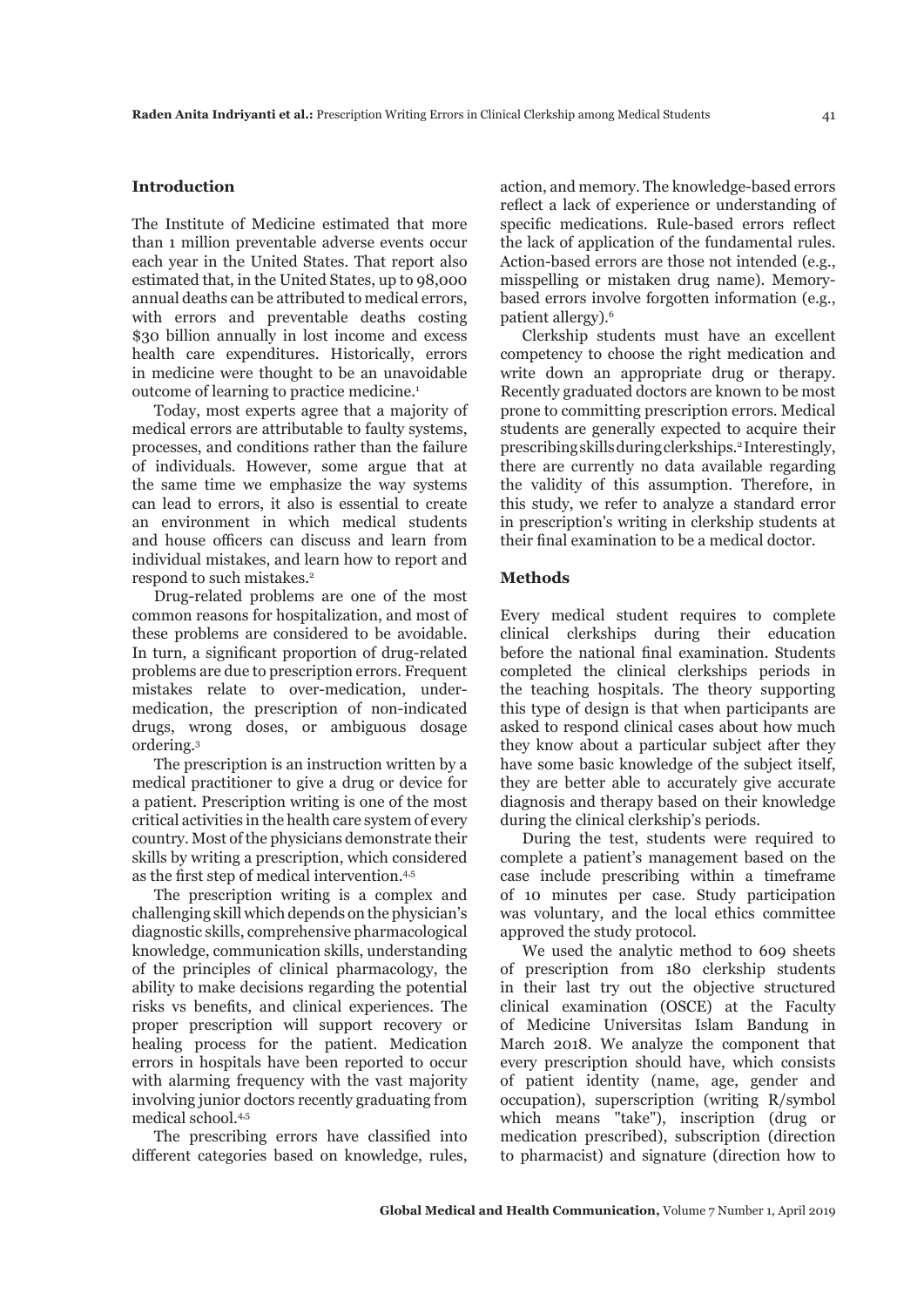## Introduction

The Institute of Medicine estimated that more than 1 million preventable adverse events occur each year in the United States. That report also estimated that, in the United States, up to 98,000 annual deaths can be attributed to medical errors, with errors and preventable deaths costing $30 billion annually in lost income and excess health care expenditures. Historically, errors in medicine were thought to be an unavoidable outcome of learning to practice medicine.[1]

Today, most experts agree that a majority of medical errors are attributable to faulty systems, processes, and conditions rather than the failure of individuals. However, some argue that at the same time we emphasize the way systems can lead to errors, it also is essential to create an environment in which medical students and house officers can discuss and learn from individual mistakes, and learn how to report and respond to such mistakes.[2]

Drug-related problems are one of the most common reasons for hospitalization, and most of these problems are considered to be avoidable. In turn, a significant proportion of drug-related problems are due to prescription errors. Frequent mistakes relate to over-medication, under-medication, the prescription of non-indicated drugs, wrong doses, or ambiguous dosage ordering.[3]

The prescription is an instruction written by a medical practitioner to give a drug or device for a patient. Prescription writing is one of the most critical activities in the health care system of every country. Most of the physicians demonstrate their skills by writing a prescription, which considered as the first step of medical intervention.[4,5]

The prescription writing is a complex and challenging skill which depends on the physician's diagnostic skills, comprehensive pharmacological knowledge, communication skills, understanding of the principles of clinical pharmacology, the ability to make decisions regarding the potential risks vs benefits, and clinical experiences. The proper prescription will support recovery or healing process for the patient. Medication errors in hospitals have been reported to occur with alarming frequency with the vast majority involving junior doctors recently graduating from medical school.[4,5]

The prescribing errors have classified into different categories based on knowledge, rules, action, and memory. The knowledge-based errors reflect a lack of experience or understanding of specific medications. Rule-based errors reflect the lack of application of the fundamental rules. Action-based errors are those not intended (e.g., misspelling or mistaken drug name). Memory-based errors involve forgotten information (e.g., patient allergy).[6]

Clerkship students must have an excellent competency to choose the right medication and write down an appropriate drug or therapy. Recently graduated doctors are known to be most prone to committing prescription errors. Medical students are generally expected to acquire their prescribing skills during clerkships.[2] Interestingly, there are currently no data available regarding the validity of this assumption. Therefore, in this study, we refer to analyze a standard error in prescription's writing in clerkship students at their final examination to be a medical doctor.

## Methods

Every medical student requires to complete clinical clerkships during their education before the national final examination. Students completed the clinical clerkships periods in the teaching hospitals. The theory supporting this type of design is that when participants are asked to respond clinical cases about how much they know about a particular subject after they have some basic knowledge of the subject itself, they are better able to accurately give accurate diagnosis and therapy based on their knowledge during the clinical clerkship's periods.

During the test, students were required to complete a patient's management based on the case include prescribing within a timeframe of 10 minutes per case. Study participation was voluntary, and the local ethics committee approved the study protocol.

We used the analytic method to 609 sheets of prescription from 180 clerkship students in their last try out the objective structured clinical examination (OSCE) at the Faculty of Medicine Universitas Islam Bandung in March 2018. We analyze the component that every prescription should have, which consists of patient identity (name, age, gender and occupation), superscription (writing R/symbol which means "take"), inscription (drug or medication prescribed), subscription (direction to pharmacist) and signature (direction how to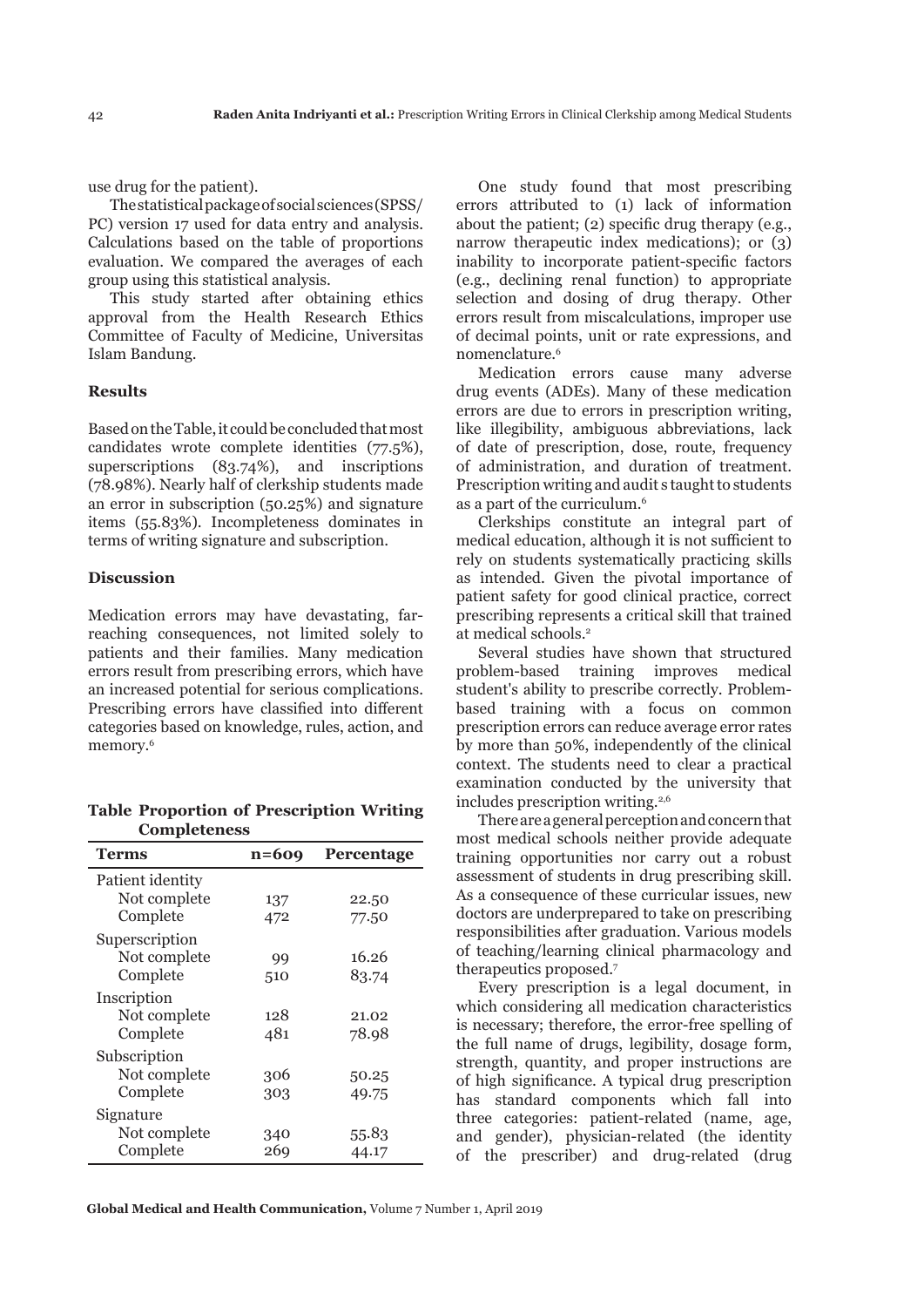use drug for the patient).

The statistical package of social sciences (SPSS/PC) version 17 used for data entry and analysis. Calculations based on the table of proportions evaluation. We compared the averages of each group using this statistical analysis.

This study started after obtaining ethics approval from the Health Research Ethics Committee of Faculty of Medicine, Universitas Islam Bandung.

## Results

Based on the Table, it could be concluded that most candidates wrote complete identities (77.5%), superscriptions (83.74%), and inscriptions (78.98%). Nearly half of clerkship students made an error in subscription (50.25%) and signature items (55.83%). Incompleteness dominates in terms of writing signature and subscription.

## Discussion

Medication errors may have devastating, far-reaching consequences, not limited solely to patients and their families. Many medication errors result from prescribing errors, which have an increased potential for serious complications. Prescribing errors have classified into different categories based on knowledge, rules, action, and memory.[6]

**Table Proportion of Prescription Writing Completeness**

| Terms | n=609 | Percentage |
|---|---|---|
| Patient identity | | |
| Not complete | 137 | 22.50 |
| Complete | 472 | 77.50 |
| Superscription | | |
| Not complete | 99 | 16.26 |
| Complete | 510 | 83.74 |
| Inscription | | |
| Not complete | 128 | 21.02 |
| Complete | 481 | 78.98 |
| Subscription | | |
| Not complete | 306 | 50.25 |
| Complete | 303 | 49.75 |
| Signature | | |
| Not complete | 340 | 55.83 |
| Complete | 269 | 44.17 |

One study found that most prescribing errors attributed to (1) lack of information about the patient; (2) specific drug therapy (e.g., narrow therapeutic index medications); or (3) inability to incorporate patient-specific factors (e.g., declining renal function) to appropriate selection and dosing of drug therapy. Other errors result from miscalculations, improper use of decimal points, unit or rate expressions, and nomenclature.[6]

Medication errors cause many adverse drug events (ADEs). Many of these medication errors are due to errors in prescription writing, like illegibility, ambiguous abbreviations, lack of date of prescription, dose, route, frequency of administration, and duration of treatment. Prescription writing and audit s taught to students as a part of the curriculum.[6]

Clerkships constitute an integral part of medical education, although it is not sufficient to rely on students systematically practicing skills as intended. Given the pivotal importance of patient safety for good clinical practice, correct prescribing represents a critical skill that trained at medical schools.[2]

Several studies have shown that structured problem-based training improves medical student's ability to prescribe correctly. Problem-based training with a focus on common prescription errors can reduce average error rates by more than 50%, independently of the clinical context. The students need to clear a practical examination conducted by the university that includes prescription writing.[2,6]

There are a general perception and concern that most medical schools neither provide adequate training opportunities nor carry out a robust assessment of students in drug prescribing skill. As a consequence of these curricular issues, new doctors are underprepared to take on prescribing responsibilities after graduation. Various models of teaching/learning clinical pharmacology and therapeutics proposed.[7]

Every prescription is a legal document, in which considering all medication characteristics is necessary; therefore, the error-free spelling of the full name of drugs, legibility, dosage form, strength, quantity, and proper instructions are of high significance. A typical drug prescription has standard components which fall into three categories: patient-related (name, age, and gender), physician-related (the identity of the prescriber) and drug-related (drug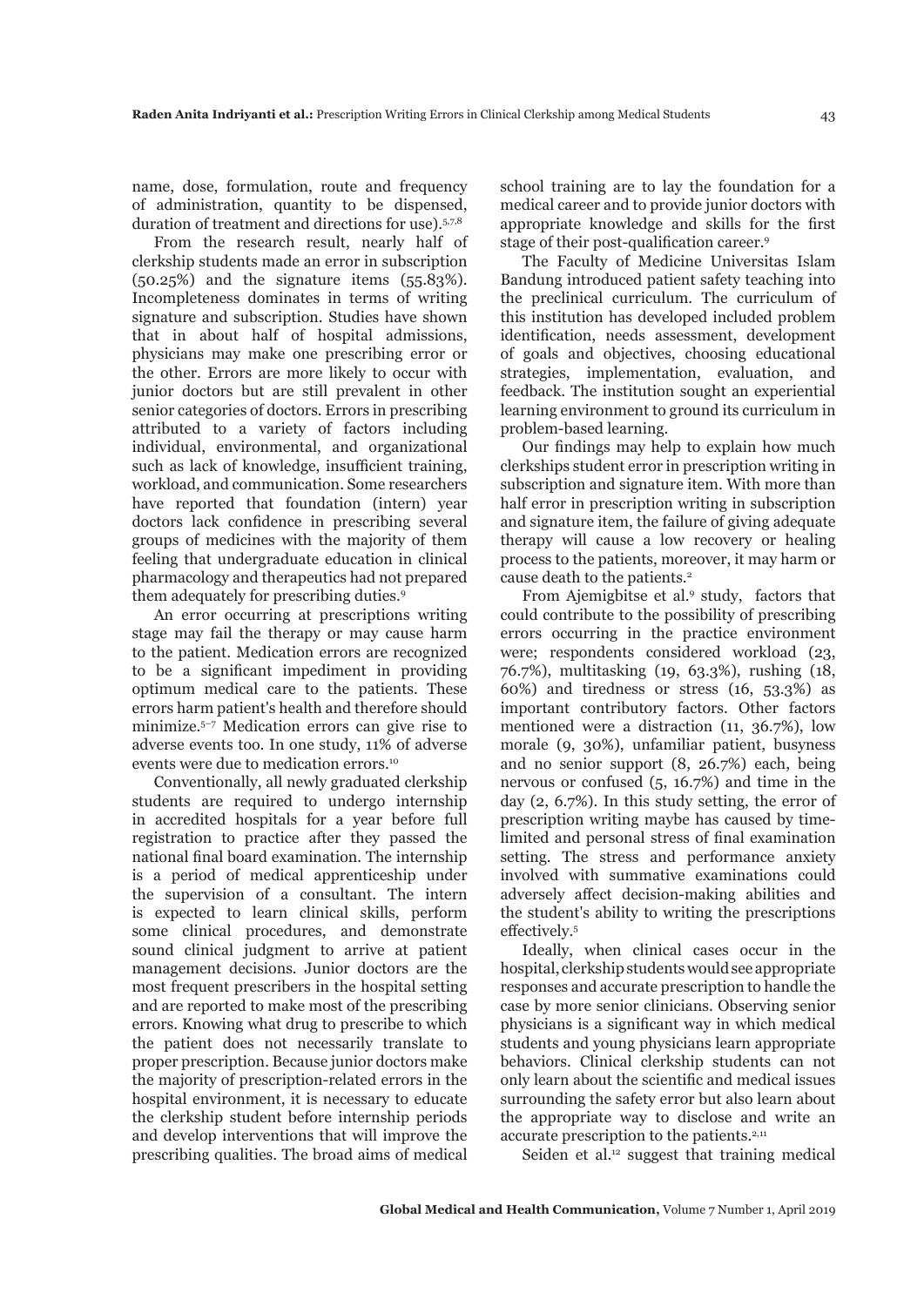name, dose, formulation, route and frequency of administration, quantity to be dispensed, duration of treatment and directions for use).[5,7,8]

From the research result, nearly half of clerkship students made an error in subscription (50.25%) and the signature items (55.83%). Incompleteness dominates in terms of writing signature and subscription. Studies have shown that in about half of hospital admissions, physicians may make one prescribing error or the other. Errors are more likely to occur with junior doctors but are still prevalent in other senior categories of doctors. Errors in prescribing attributed to a variety of factors including individual, environmental, and organizational such as lack of knowledge, insufficient training, workload, and communication. Some researchers have reported that foundation (intern) year doctors lack confidence in prescribing several groups of medicines with the majority of them feeling that undergraduate education in clinical pharmacology and therapeutics had not prepared them adequately for prescribing duties.[9]

An error occurring at prescriptions writing stage may fail the therapy or may cause harm to the patient. Medication errors are recognized to be a significant impediment in providing optimum medical care to the patients. These errors harm patient's health and therefore should minimize.[5–7] Medication errors can give rise to adverse events too. In one study, 11% of adverse events were due to medication errors.[10]

Conventionally, all newly graduated clerkship students are required to undergo internship in accredited hospitals for a year before full registration to practice after they passed the national final board examination. The internship is a period of medical apprenticeship under the supervision of a consultant. The intern is expected to learn clinical skills, perform some clinical procedures, and demonstrate sound clinical judgment to arrive at patient management decisions. Junior doctors are the most frequent prescribers in the hospital setting and are reported to make most of the prescribing errors. Knowing what drug to prescribe to which the patient does not necessarily translate to proper prescription. Because junior doctors make the majority of prescription-related errors in the hospital environment, it is necessary to educate the clerkship student before internship periods and develop interventions that will improve the prescribing qualities. The broad aims of medical school training are to lay the foundation for a medical career and to provide junior doctors with appropriate knowledge and skills for the first stage of their post-qualification career.[9]

The Faculty of Medicine Universitas Islam Bandung introduced patient safety teaching into the preclinical curriculum. The curriculum of this institution has developed included problem identification, needs assessment, development of goals and objectives, choosing educational strategies, implementation, evaluation, and feedback. The institution sought an experiential learning environment to ground its curriculum in problem-based learning.

Our findings may help to explain how much clerkships student error in prescription writing in subscription and signature item. With more than half error in prescription writing in subscription and signature item, the failure of giving adequate therapy will cause a low recovery or healing process to the patients, moreover, it may harm or cause death to the patients.[2]

From Ajemigbitse et al.[9] study, factors that could contribute to the possibility of prescribing errors occurring in the practice environment were; respondents considered workload (23, 76.7%), multitasking (19, 63.3%), rushing (18, 60%) and tiredness or stress (16, 53.3%) as important contributory factors. Other factors mentioned were a distraction (11, 36.7%), low morale (9, 30%), unfamiliar patient, busyness and no senior support (8, 26.7%) each, being nervous or confused (5, 16.7%) and time in the day (2, 6.7%). In this study setting, the error of prescription writing maybe has caused by time-limited and personal stress of final examination setting. The stress and performance anxiety involved with summative examinations could adversely affect decision-making abilities and the student's ability to writing the prescriptions effectively.[5]

Ideally, when clinical cases occur in the hospital, clerkship students would see appropriate responses and accurate prescription to handle the case by more senior clinicians. Observing senior physicians is a significant way in which medical students and young physicians learn appropriate behaviors. Clinical clerkship students can not only learn about the scientific and medical issues surrounding the safety error but also learn about the appropriate way to disclose and write an accurate prescription to the patients.[2,11]

Seiden et al.[12] suggest that training medical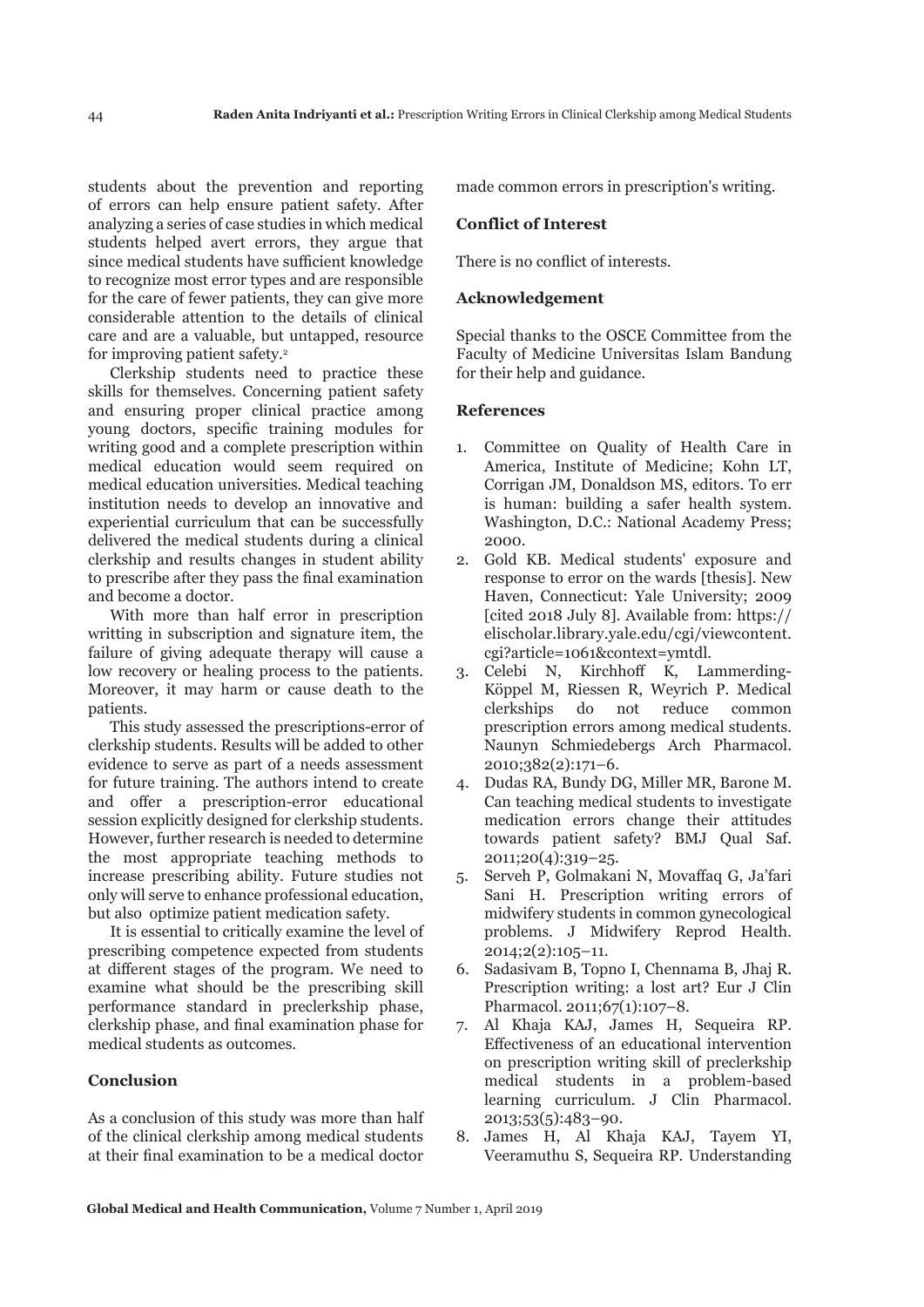students about the prevention and reporting of errors can help ensure patient safety. After analyzing a series of case studies in which medical students helped avert errors, they argue that since medical students have sufficient knowledge to recognize most error types and are responsible for the care of fewer patients, they can give more considerable attention to the details of clinical care and are a valuable, but untapped, resource for improving patient safety.[2]

Clerkship students need to practice these skills for themselves. Concerning patient safety and ensuring proper clinical practice among young doctors, specific training modules for writing good and a complete prescription within medical education would seem required on medical education universities. Medical teaching institution needs to develop an innovative and experiential curriculum that can be successfully delivered the medical students during a clinical clerkship and results changes in student ability to prescribe after they pass the final examination and become a doctor.

With more than half error in prescription writting in subscription and signature item, the failure of giving adequate therapy will cause a low recovery or healing process to the patients. Moreover, it may harm or cause death to the patients.

This study assessed the prescriptions-error of clerkship students. Results will be added to other evidence to serve as part of a needs assessment for future training. The authors intend to create and offer a prescription-error educational session explicitly designed for clerkship students. However, further research is needed to determine the most appropriate teaching methods to increase prescribing ability. Future studies not only will serve to enhance professional education, but also optimize patient medication safety.

It is essential to critically examine the level of prescribing competence expected from students at different stages of the program. We need to examine what should be the prescribing skill performance standard in preclerkship phase, clerkship phase, and final examination phase for medical students as outcomes.

## Conclusion

As a conclusion of this study was more than half of the clinical clerkship among medical students at their final examination to be a medical doctor made common errors in prescription's writing.

## Conflict of Interest

There is no conflict of interests.

## Acknowledgement

Special thanks to the OSCE Committee from the Faculty of Medicine Universitas Islam Bandung for their help and guidance.

## References

1. Committee on Quality of Health Care in America, Institute of Medicine; Kohn LT, Corrigan JM, Donaldson MS, editors. To err is human: building a safer health system. Washington, D.C.: National Academy Press; 2000.
2. Gold KB. Medical students' exposure and response to error on the wards [thesis]. New Haven, Connecticut: Yale University; 2009 [cited 2018 July 8]. Available from: https://elischolar.library.yale.edu/cgi/viewcontent.cgi?article=1061&context=ymtdl.
3. Celebi N, Kirchhoff K, Lammerding-Köppel M, Riessen R, Weyrich P. Medical clerkships do not reduce common prescription errors among medical students. Naunyn Schmiedebergs Arch Pharmacol. 2010;382(2):171–6.
4. Dudas RA, Bundy DG, Miller MR, Barone M. Can teaching medical students to investigate medication errors change their attitudes towards patient safety? BMJ Qual Saf. 2011;20(4):319–25.
5. Serveh P, Golmakani N, Movaffaq G, Ja'fari Sani H. Prescription writing errors of midwifery students in common gynecological problems. J Midwifery Reprod Health. 2014;2(2):105–11.
6. Sadasivam B, Topno I, Chennama B, Jhaj R. Prescription writing: a lost art? Eur J Clin Pharmacol. 2011;67(1):107–8.
7. Al Khaja KAJ, James H, Sequeira RP. Effectiveness of an educational intervention on prescription writing skill of preclerkship medical students in a problem-based learning curriculum. J Clin Pharmacol. 2013;53(5):483–90.
8. James H, Al Khaja KAJ, Tayem YI, Veeramuthu S, Sequeira RP. Understanding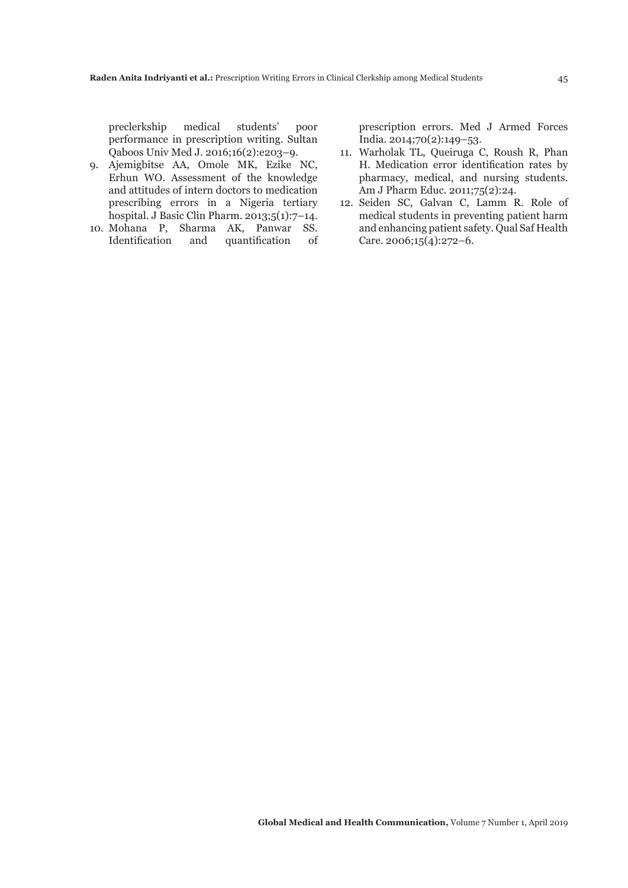preclerkship medical students' poor performance in prescription writing. Sultan Qaboos Univ Med J. 2016;16(2):e203–9.

9. Ajemigbitse AA, Omole MK, Ezike NC, Erhun WO. Assessment of the knowledge and attitudes of intern doctors to medication prescribing errors in a Nigeria tertiary hospital. J Basic Clin Pharm. 2013;5(1):7–14.
10. Mohana P, Sharma AK, Panwar SS. Identification and quantification of prescription errors. Med J Armed Forces India. 2014;70(2):149–53.
11. Warholak TL, Queiruga C, Roush R, Phan H. Medication error identification rates by pharmacy, medical, and nursing students. Am J Pharm Educ. 2011;75(2):24.
12. Seiden SC, Galvan C, Lamm R. Role of medical students in preventing patient harm and enhancing patient safety. Qual Saf Health Care. 2006;15(4):272–6.